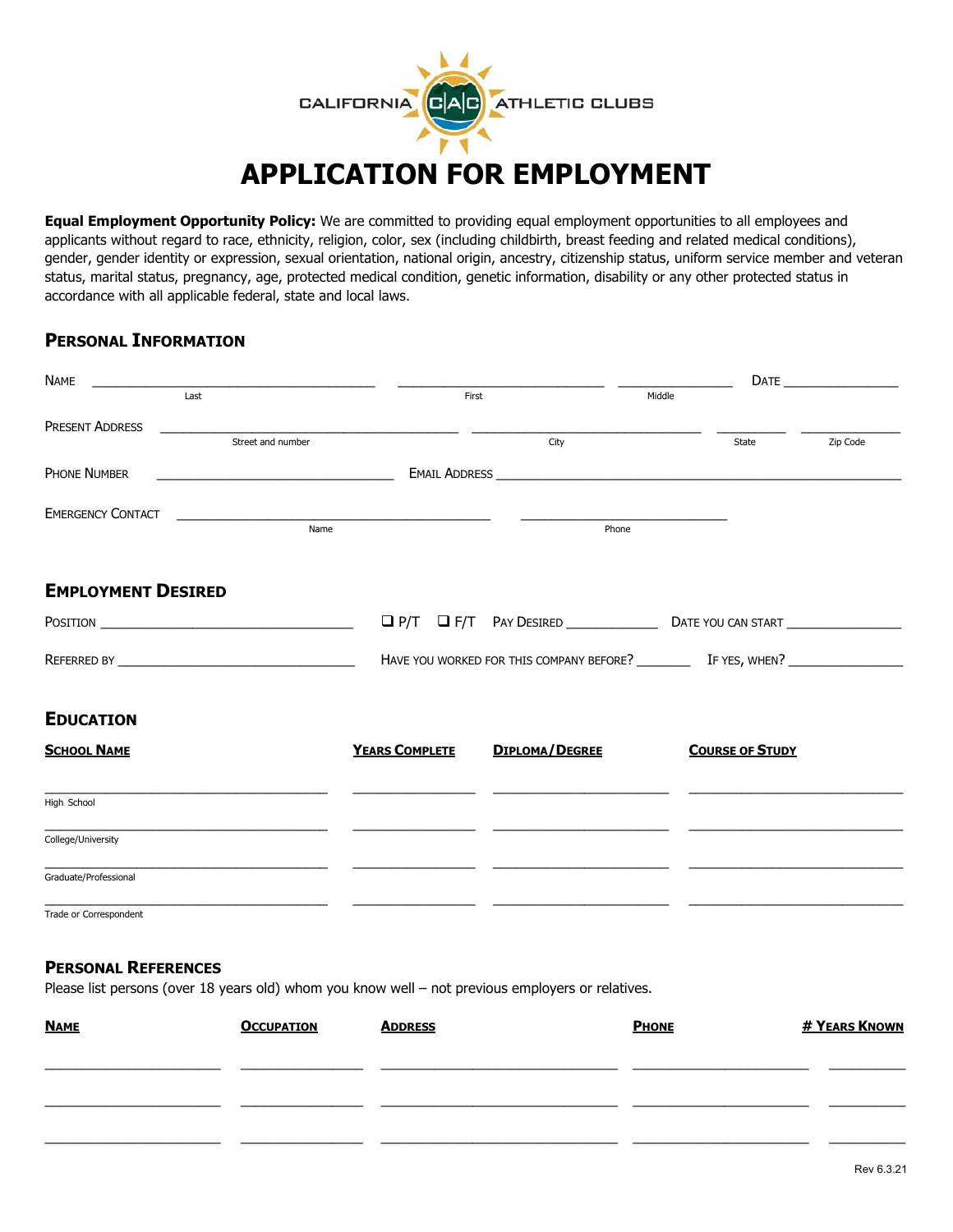CALIFORNIA CAC ATHLETIC CLUBS

# APPLICATION FOR EMPLOYMENT

**Equal Employment Opportunity Policy:** We are committed to providing equal employment opportunities to all employees and applicants without regard to race, ethnicity, religion, color, sex (including childbirth, breast feeding and related medical conditions), gender, gender identity or expression, sexual orientation, national origin, ancestry, citizenship status, uniform service member and veteran status, marital status, pregnancy, age, protected medical condition, genetic information, disability or any other protected status in accordance with all applicable federal, state and local laws.

## PERSONAL INFORMATION

NAME ______________________ ______________________ ______________ DATE ______________
Last First Middle

PRESENT ADDRESS ______________________ ______________________ ________ ________
Street and number City State Zip Code

PHONE NUMBER ______________________ EMAIL ADDRESS ______________________

EMERGENCY CONTACT ______________________ ______________________
Name Phone

## EMPLOYMENT DESIRED

POSITION ______________________ ❑ P/T ❑ F/T PAY DESIRED ____________ DATE YOU CAN START ______________

REFERRED BY ______________________ HAVE YOU WORKED FOR THIS COMPANY BEFORE? ________ IF YES, WHEN? ______________

## EDUCATION

| SCHOOL NAME | YEARS COMPLETE | DIPLOMA/DEGREE | COURSE OF STUDY |
|---|---|---|---|
| High School | | | |
| College/University | | | |
| Graduate/Professional | | | |
| Trade or Correspondent | | | |

## PERSONAL REFERENCES

Please list persons (over 18 years old) whom you know well – not previous employers or relatives.

| NAME | OCCUPATION | ADDRESS | PHONE | # YEARS KNOWN |
|---|---|---|---|---|
| | | | | |
| | | | | |
| | | | | |

Rev 6.3.21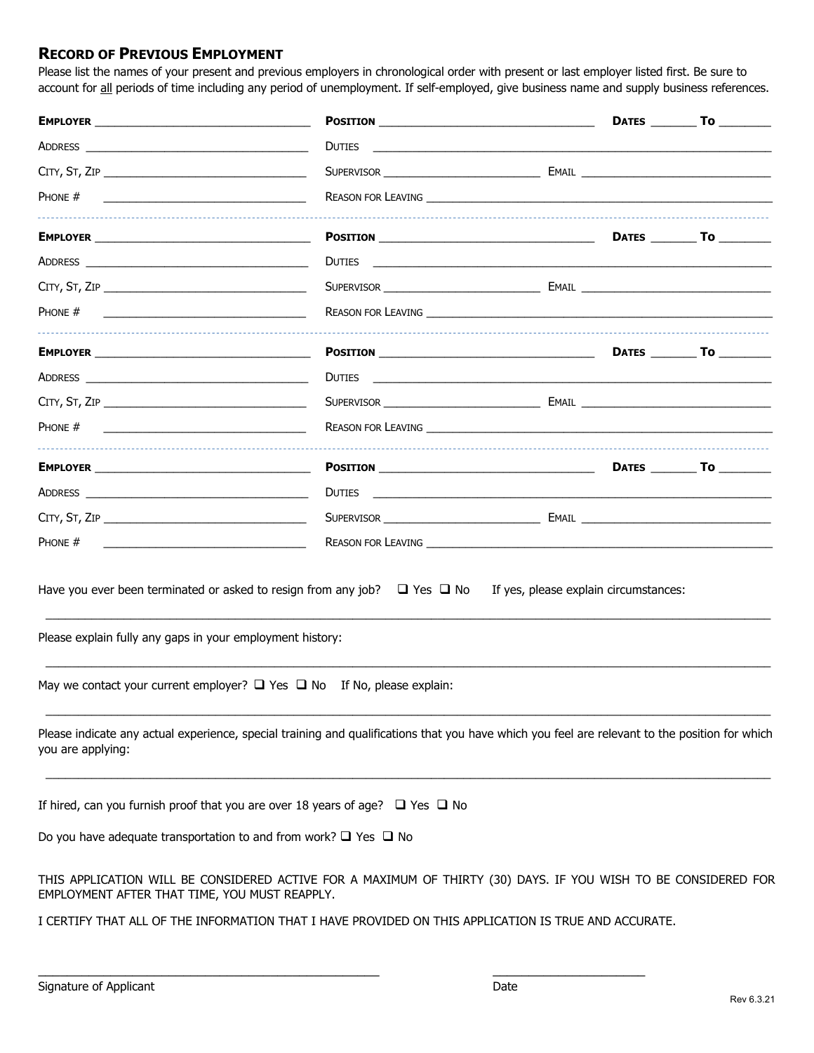## RECORD OF PREVIOUS EMPLOYMENT

Please list the names of your present and previous employers in chronological order with present or last employer listed first. Be sure to account for all periods of time including any period of unemployment. If self-employed, give business name and supply business references.

**EMPLOYER** ______________________________ **POSITION** ______________________________ **DATES** _______ **TO** _______

ADDRESS ______________________________ DUTIES ______________________________

CITY, ST, ZIP ______________________________ SUPERVISOR ______________________ EMAIL ______________________________

PHONE # ______________________________ REASON FOR LEAVING ______________________________

---

**EMPLOYER** ______________________________ **POSITION** ______________________________ **DATES** _______ **TO** _______

ADDRESS ______________________________ DUTIES ______________________________

CITY, ST, ZIP ______________________________ SUPERVISOR ______________________ EMAIL ______________________________

PHONE # ______________________________ REASON FOR LEAVING ______________________________

---

**EMPLOYER** ______________________________ **POSITION** ______________________________ **DATES** _______ **TO** _______

ADDRESS ______________________________ DUTIES ______________________________

CITY, ST, ZIP ______________________________ SUPERVISOR ______________________ EMAIL ______________________________

PHONE # ______________________________ REASON FOR LEAVING ______________________________

---

**EMPLOYER** ______________________________ **POSITION** ______________________________ **DATES** _______ **TO** _______

ADDRESS ______________________________ DUTIES ______________________________

CITY, ST, ZIP ______________________________ SUPERVISOR ______________________ EMAIL ______________________________

PHONE # ______________________________ REASON FOR LEAVING ______________________________

Have you ever been terminated or asked to resign from any job? ❑ Yes ❑ No If yes, please explain circumstances:

______________________________________________________________________________

Please explain fully any gaps in your employment history:

______________________________________________________________________________

May we contact your current employer? ❑ Yes ❑ No If No, please explain:

______________________________________________________________________________

Please indicate any actual experience, special training and qualifications that you have which you feel are relevant to the position for which you are applying:

______________________________________________________________________________

If hired, can you furnish proof that you are over 18 years of age? ❑ Yes ❑ No

Do you have adequate transportation to and from work? ❑ Yes ❑ No

THIS APPLICATION WILL BE CONSIDERED ACTIVE FOR A MAXIMUM OF THIRTY (30) DAYS. IF YOU WISH TO BE CONSIDERED FOR EMPLOYMENT AFTER THAT TIME, YOU MUST REAPPLY.

I CERTIFY THAT ALL OF THE INFORMATION THAT I HAVE PROVIDED ON THIS APPLICATION IS TRUE AND ACCURATE.

______________________________________ ______________________

Signature of Applicant Date

Rev 6.3.21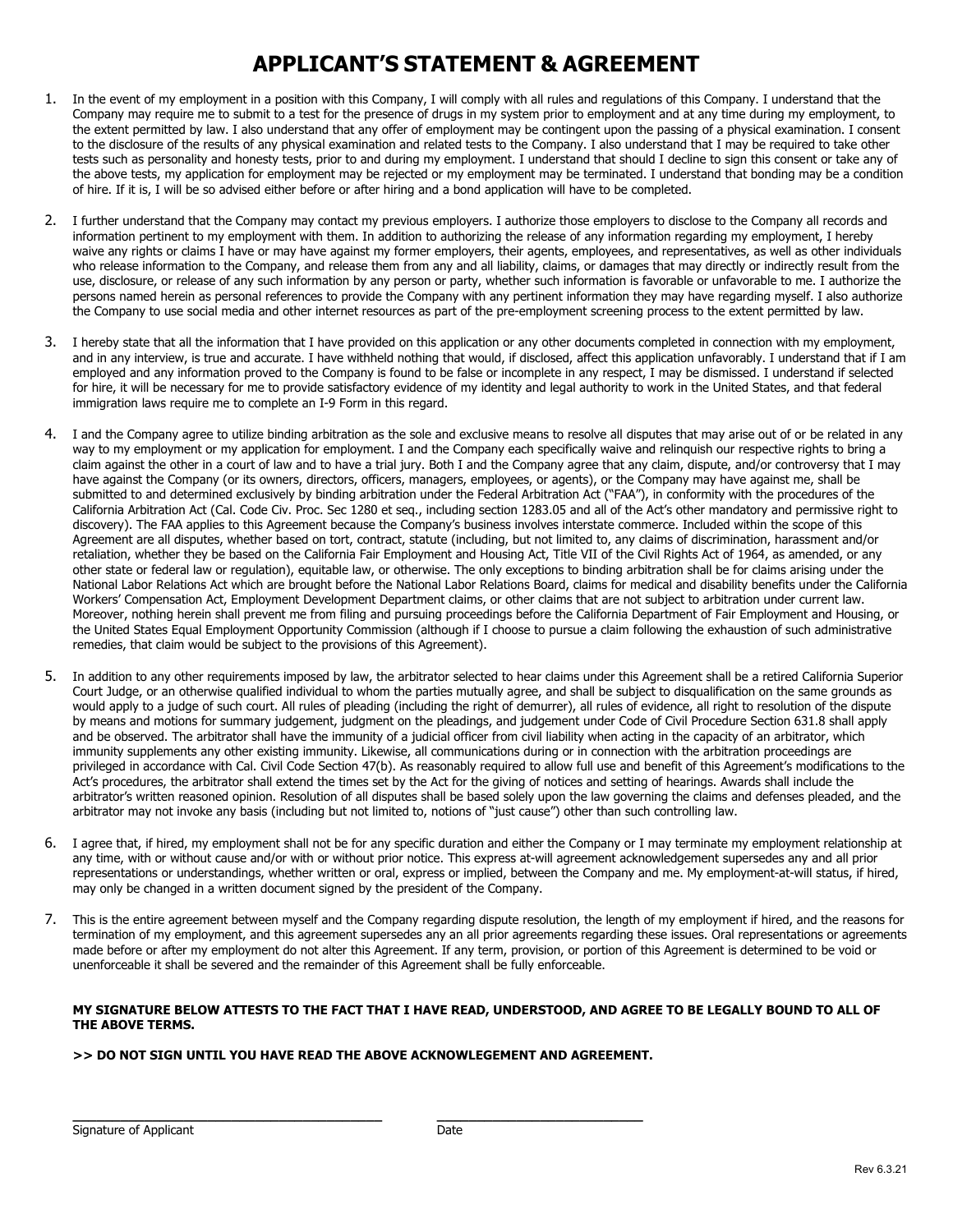# APPLICANT'S STATEMENT & AGREEMENT

1. In the event of my employment in a position with this Company, I will comply with all rules and regulations of this Company. I understand that the Company may require me to submit to a test for the presence of drugs in my system prior to employment and at any time during my employment, to the extent permitted by law. I also understand that any offer of employment may be contingent upon the passing of a physical examination. I consent to the disclosure of the results of any physical examination and related tests to the Company. I also understand that I may be required to take other tests such as personality and honesty tests, prior to and during my employment. I understand that should I decline to sign this consent or take any of the above tests, my application for employment may be rejected or my employment may be terminated. I understand that bonding may be a condition of hire. If it is, I will be so advised either before or after hiring and a bond application will have to be completed.

2. I further understand that the Company may contact my previous employers. I authorize those employers to disclose to the Company all records and information pertinent to my employment with them. In addition to authorizing the release of any information regarding my employment, I hereby waive any rights or claims I have or may have against my former employers, their agents, employees, and representatives, as well as other individuals who release information to the Company, and release them from any and all liability, claims, or damages that may directly or indirectly result from the use, disclosure, or release of any such information by any person or party, whether such information is favorable or unfavorable to me. I authorize the persons named herein as personal references to provide the Company with any pertinent information they may have regarding myself. I also authorize the Company to use social media and other internet resources as part of the pre-employment screening process to the extent permitted by law.

3. I hereby state that all the information that I have provided on this application or any other documents completed in connection with my employment, and in any interview, is true and accurate. I have withheld nothing that would, if disclosed, affect this application unfavorably. I understand that if I am employed and any information proved to the Company is found to be false or incomplete in any respect, I may be dismissed. I understand if selected for hire, it will be necessary for me to provide satisfactory evidence of my identity and legal authority to work in the United States, and that federal immigration laws require me to complete an I-9 Form in this regard.

4. I and the Company agree to utilize binding arbitration as the sole and exclusive means to resolve all disputes that may arise out of or be related in any way to my employment or my application for employment. I and the Company each specifically waive and relinquish our respective rights to bring a claim against the other in a court of law and to have a trial jury. Both I and the Company agree that any claim, dispute, and/or controversy that I may have against the Company (or its owners, directors, officers, managers, employees, or agents), or the Company may have against me, shall be submitted to and determined exclusively by binding arbitration under the Federal Arbitration Act ("FAA"), in conformity with the procedures of the California Arbitration Act (Cal. Code Civ. Proc. Sec 1280 et seq., including section 1283.05 and all of the Act's other mandatory and permissive right to discovery). The FAA applies to this Agreement because the Company's business involves interstate commerce. Included within the scope of this Agreement are all disputes, whether based on tort, contract, statute (including, but not limited to, any claims of discrimination, harassment and/or retaliation, whether they be based on the California Fair Employment and Housing Act, Title VII of the Civil Rights Act of 1964, as amended, or any other state or federal law or regulation), equitable law, or otherwise. The only exceptions to binding arbitration shall be for claims arising under the National Labor Relations Act which are brought before the National Labor Relations Board, claims for medical and disability benefits under the California Workers' Compensation Act, Employment Development Department claims, or other claims that are not subject to arbitration under current law. Moreover, nothing herein shall prevent me from filing and pursuing proceedings before the California Department of Fair Employment and Housing, or the United States Equal Employment Opportunity Commission (although if I choose to pursue a claim following the exhaustion of such administrative remedies, that claim would be subject to the provisions of this Agreement).

5. In addition to any other requirements imposed by law, the arbitrator selected to hear claims under this Agreement shall be a retired California Superior Court Judge, or an otherwise qualified individual to whom the parties mutually agree, and shall be subject to disqualification on the same grounds as would apply to a judge of such court. All rules of pleading (including the right of demurrer), all rules of evidence, all right to resolution of the dispute by means and motions for summary judgement, judgment on the pleadings, and judgement under Code of Civil Procedure Section 631.8 shall apply and be observed. The arbitrator shall have the immunity of a judicial officer from civil liability when acting in the capacity of an arbitrator, which immunity supplements any other existing immunity. Likewise, all communications during or in connection with the arbitration proceedings are privileged in accordance with Cal. Civil Code Section 47(b). As reasonably required to allow full use and benefit of this Agreement's modifications to the Act's procedures, the arbitrator shall extend the times set by the Act for the giving of notices and setting of hearings. Awards shall include the arbitrator's written reasoned opinion. Resolution of all disputes shall be based solely upon the law governing the claims and defenses pleaded, and the arbitrator may not invoke any basis (including but not limited to, notions of "just cause") other than such controlling law.

6. I agree that, if hired, my employment shall not be for any specific duration and either the Company or I may terminate my employment relationship at any time, with or without cause and/or with or without prior notice. This express at-will agreement acknowledgement supersedes any and all prior representations or understandings, whether written or oral, express or implied, between the Company and me. My employment-at-will status, if hired, may only be changed in a written document signed by the president of the Company.

7. This is the entire agreement between myself and the Company regarding dispute resolution, the length of my employment if hired, and the reasons for termination of my employment, and this agreement supersedes any an all prior agreements regarding these issues. Oral representations or agreements made before or after my employment do not alter this Agreement. If any term, provision, or portion of this Agreement is determined to be void or unenforceable it shall be severed and the remainder of this Agreement shall be fully enforceable.

**MY SIGNATURE BELOW ATTESTS TO THE FACT THAT I HAVE READ, UNDERSTOOD, AND AGREE TO BE LEGALLY BOUND TO ALL OF THE ABOVE TERMS.**

**>> DO NOT SIGN UNTIL YOU HAVE READ THE ABOVE ACKNOWLEGEMENT AND AGREEMENT.**

\_\_\_\_\_\_\_\_\_\_\_\_\_\_\_\_\_\_\_\_\_\_\_\_\_\_\_\_\_\_\_\_\_\_\_\_ \_\_\_\_\_\_\_\_\_\_\_\_\_\_\_\_\_\_\_\_\_\_\_\_

Signature of Applicant Date

Rev 6.3.21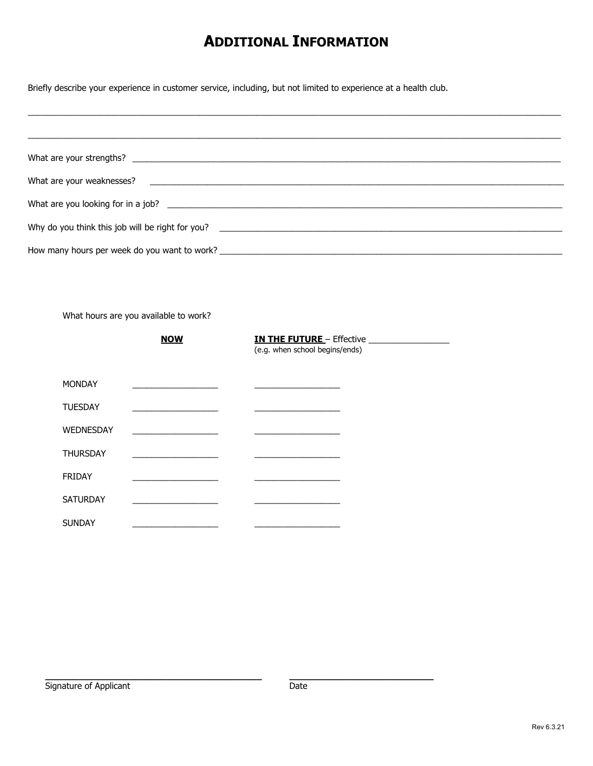# ADDITIONAL INFORMATION

Briefly describe your experience in customer service, including, but not limited to experience at a health club.

_______________________________________________________________________________________________________________

_______________________________________________________________________________________________________________

What are your strengths? _______________________________________________________________________________________

What are your weaknesses? ______________________________________________________________________________________

What are you looking for in a job? _____________________________________________________________________________

Why do you think this job will be right for you? ________________________________________________________________

How many hours per week do you want to work? _______________________________________________________________

What hours are you available to work?

| | **NOW** | **IN THE FUTURE** – Effective ________________ (e.g. when school begins/ends) |
| --- | --- | --- |
| MONDAY | __________________ | __________________ |
| TUESDAY | __________________ | __________________ |
| WEDNESDAY | __________________ | __________________ |
| THURSDAY | __________________ | __________________ |
| FRIDAY | __________________ | __________________ |
| SATURDAY | __________________ | __________________ |
| SUNDAY | __________________ | __________________ |

_________________________________________ Signature of Applicant

____________________________ Date

Rev 6.3.21